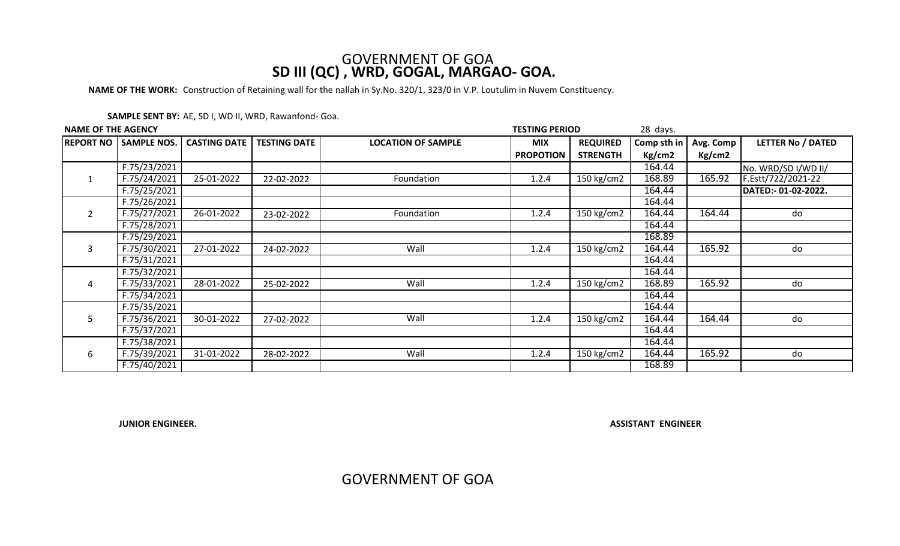# GOVERNMENT OF GOA

## SD III (QC) , WRD, GOGAL, MARGAO- GOA.

**NAME OF THE WORK:** Construction of Retaining wall for the nallah in Sy.No. 320/1, 323/0 in V.P. Loutulim in Nuvem Constituency.

**SAMPLE SENT BY:** AE, SD I, WD II, WRD, Rawanfond- Goa.

**NAME OF THE AGENCY** | **TESTING PERIOD** 28 days.

| REPORT NO | SAMPLE NOS. | CASTING DATE | TESTING DATE | LOCATION OF SAMPLE | MIX PROPOTION | REQUIRED STRENGTH | Comp sth in Kg/cm2 | Avg. Comp Kg/cm2 | LETTER No / DATED |
|---|---|---|---|---|---|---|---|---|---|
| | F.75/23/2021 | | | | | | 164.44 | | No. WRD/SD I/WD II/ |
| 1 | F.75/24/2021 | 25-01-2022 | 22-02-2022 | Foundation | 1.2.4 | 150 kg/cm2 | 168.89 | 165.92 | F.Estt/722/2021-22 |
| | F.75/25/2021 | | | | | | 164.44 | | **DATED:- 01-02-2022.** |
| | F.75/26/2021 | | | | | | 164.44 | | |
| 2 | F.75/27/2021 | 26-01-2022 | 23-02-2022 | Foundation | 1.2.4 | 150 kg/cm2 | 164.44 | 164.44 | do |
| | F.75/28/2021 | | | | | | 164.44 | | |
| | F.75/29/2021 | | | | | | 168.89 | | |
| 3 | F.75/30/2021 | 27-01-2022 | 24-02-2022 | Wall | 1.2.4 | 150 kg/cm2 | 164.44 | 165.92 | do |
| | F.75/31/2021 | | | | | | 164.44 | | |
| | F.75/32/2021 | | | | | | 164.44 | | |
| 4 | F.75/33/2021 | 28-01-2022 | 25-02-2022 | Wall | 1.2.4 | 150 kg/cm2 | 168.89 | 165.92 | do |
| | F.75/34/2021 | | | | | | 164.44 | | |
| | F.75/35/2021 | | | | | | 164.44 | | |
| 5 | F.75/36/2021 | 30-01-2022 | 27-02-2022 | Wall | 1.2.4 | 150 kg/cm2 | 164.44 | 164.44 | do |
| | F.75/37/2021 | | | | | | 164.44 | | |
| | F.75/38/2021 | | | | | | 164.44 | | |
| 6 | F.75/39/2021 | 31-01-2022 | 28-02-2022 | Wall | 1.2.4 | 150 kg/cm2 | 164.44 | 165.92 | do |
| | F.75/40/2021 | | | | | | 168.89 | | |

**JUNIOR ENGINEER.** **ASSISTANT ENGINEER**

# GOVERNMENT OF GOA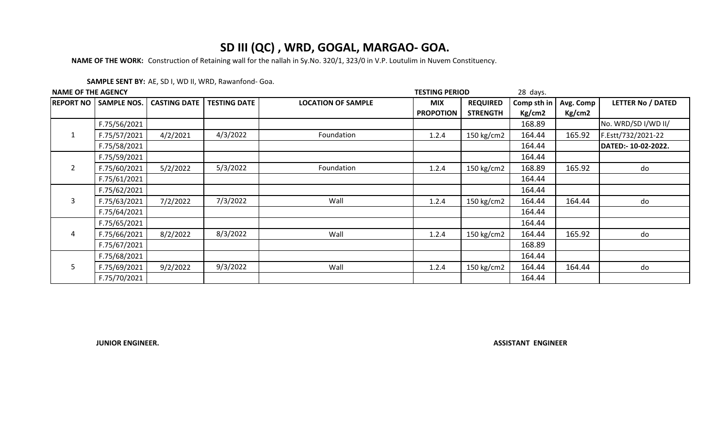# SD III (QC) , WRD, GOGAL, MARGAO- GOA.

**NAME OF THE WORK:** Construction of Retaining wall for the nallah in Sy.No. 320/1, 323/0 in V.P. Loutulim in Nuvem Constituency.

**SAMPLE SENT BY:** AE, SD I, WD II, WRD, Rawanfond- Goa.

**NAME OF THE AGENCY** **TESTING PERIOD** 28 days.

| REPORT NO | SAMPLE NOS. | CASTING DATE | TESTING DATE | LOCATION OF SAMPLE | MIX PROPOTION | REQUIRED STRENGTH | Comp sth in Kg/cm2 | Avg. Comp Kg/cm2 | LETTER No / DATED |
|---|---|---|---|---|---|---|---|---|---|
| | F.75/56/2021 | | | | | | 168.89 | | No. WRD/SD I/WD II/ |
| 1 | F.75/57/2021 | 4/2/2021 | 4/3/2022 | Foundation | 1.2.4 | 150 kg/cm2 | 164.44 | 165.92 | F.Estt/732/2021-22 |
| | F.75/58/2021 | | | | | | 164.44 | | **DATED:- 10-02-2022.** |
| | F.75/59/2021 | | | | | | 164.44 | | |
| 2 | F.75/60/2021 | 5/2/2022 | 5/3/2022 | Foundation | 1.2.4 | 150 kg/cm2 | 168.89 | 165.92 | do |
| | F.75/61/2021 | | | | | | 164.44 | | |
| | F.75/62/2021 | | | | | | 164.44 | | |
| 3 | F.75/63/2021 | 7/2/2022 | 7/3/2022 | Wall | 1.2.4 | 150 kg/cm2 | 164.44 | 164.44 | do |
| | F.75/64/2021 | | | | | | 164.44 | | |
| | F.75/65/2021 | | | | | | 164.44 | | |
| 4 | F.75/66/2021 | 8/2/2022 | 8/3/2022 | Wall | 1.2.4 | 150 kg/cm2 | 164.44 | 165.92 | do |
| | F.75/67/2021 | | | | | | 168.89 | | |
| | F.75/68/2021 | | | | | | 164.44 | | |
| 5 | F.75/69/2021 | 9/2/2022 | 9/3/2022 | Wall | 1.2.4 | 150 kg/cm2 | 164.44 | 164.44 | do |
| | F.75/70/2021 | | | | | | 164.44 | | |

**JUNIOR ENGINEER.** **ASSISTANT ENGINEER**